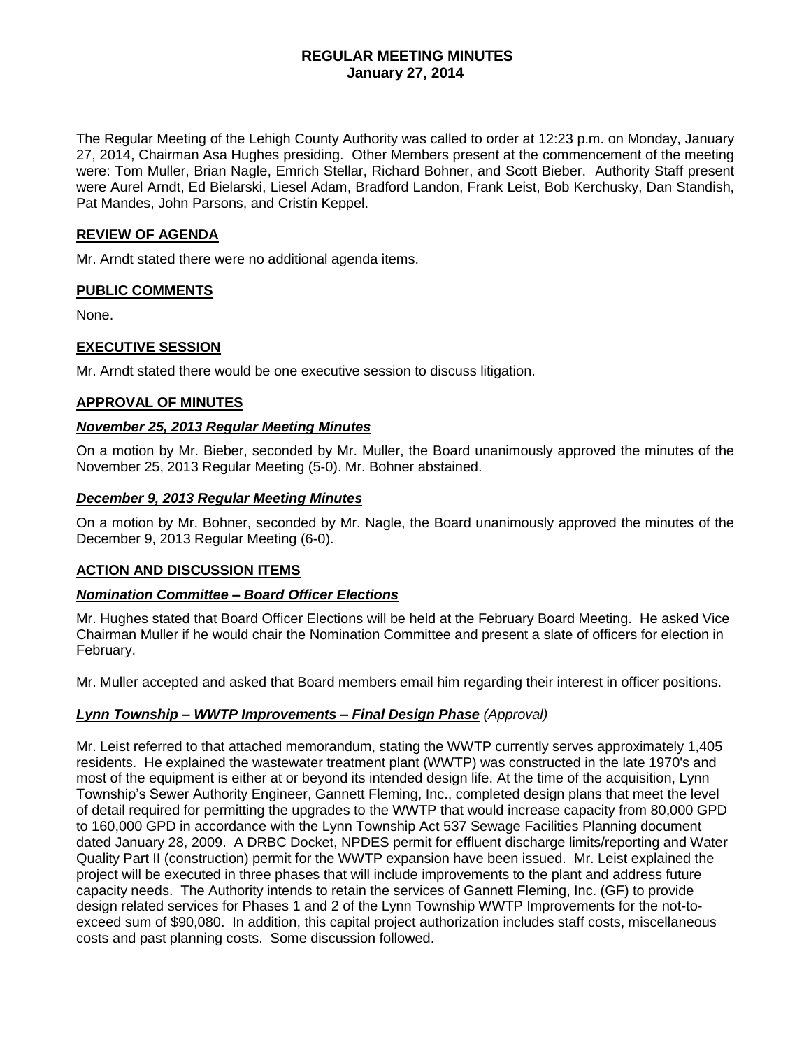# REGULAR MEETING MINUTES
## January 27, 2014

The Regular Meeting of the Lehigh County Authority was called to order at 12:23 p.m. on Monday, January 27, 2014, Chairman Asa Hughes presiding. Other Members present at the commencement of the meeting were: Tom Muller, Brian Nagle, Emrich Stellar, Richard Bohner, and Scott Bieber. Authority Staff present were Aurel Arndt, Ed Bielarski, Liesel Adam, Bradford Landon, Frank Leist, Bob Kerchusky, Dan Standish, Pat Mandes, John Parsons, and Cristin Keppel.

### REVIEW OF AGENDA

Mr. Arndt stated there were no additional agenda items.

### PUBLIC COMMENTS

None.

### EXECUTIVE SESSION

Mr. Arndt stated there would be one executive session to discuss litigation.

### APPROVAL OF MINUTES

#### *November 25, 2013 Regular Meeting Minutes*

On a motion by Mr. Bieber, seconded by Mr. Muller, the Board unanimously approved the minutes of the November 25, 2013 Regular Meeting (5-0). Mr. Bohner abstained.

#### *December 9, 2013 Regular Meeting Minutes*

On a motion by Mr. Bohner, seconded by Mr. Nagle, the Board unanimously approved the minutes of the December 9, 2013 Regular Meeting (6-0).

### ACTION AND DISCUSSION ITEMS

#### *Nomination Committee – Board Officer Elections*

Mr. Hughes stated that Board Officer Elections will be held at the February Board Meeting. He asked Vice Chairman Muller if he would chair the Nomination Committee and present a slate of officers for election in February.

Mr. Muller accepted and asked that Board members email him regarding their interest in officer positions.

#### *Lynn Township – WWTP Improvements – Final Design Phase* (Approval)

Mr. Leist referred to that attached memorandum, stating the WWTP currently serves approximately 1,405 residents. He explained the wastewater treatment plant (WWTP) was constructed in the late 1970's and most of the equipment is either at or beyond its intended design life. At the time of the acquisition, Lynn Township's Sewer Authority Engineer, Gannett Fleming, Inc., completed design plans that meet the level of detail required for permitting the upgrades to the WWTP that would increase capacity from 80,000 GPD to 160,000 GPD in accordance with the Lynn Township Act 537 Sewage Facilities Planning document dated January 28, 2009. A DRBC Docket, NPDES permit for effluent discharge limits/reporting and Water Quality Part II (construction) permit for the WWTP expansion have been issued. Mr. Leist explained the project will be executed in three phases that will include improvements to the plant and address future capacity needs. The Authority intends to retain the services of Gannett Fleming, Inc. (GF) to provide design related services for Phases 1 and 2 of the Lynn Township WWTP Improvements for the not-to-exceed sum of $90,080. In addition, this capital project authorization includes staff costs, miscellaneous costs and past planning costs. Some discussion followed.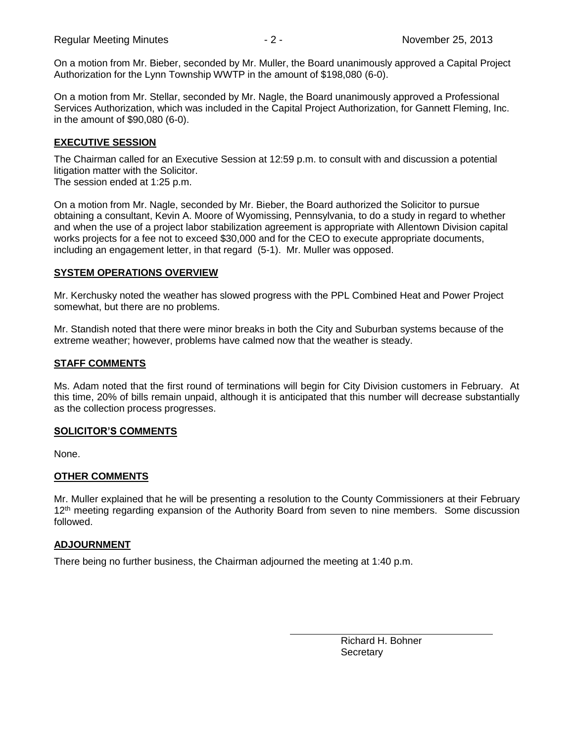On a motion from Mr. Bieber, seconded by Mr. Muller, the Board unanimously approved a Capital Project Authorization for the Lynn Township WWTP in the amount of $198,080 (6-0).

On a motion from Mr. Stellar, seconded by Mr. Nagle, the Board unanimously approved a Professional Services Authorization, which was included in the Capital Project Authorization, for Gannett Fleming, Inc. in the amount of $90,080 (6-0).

## EXECUTIVE SESSION

The Chairman called for an Executive Session at 12:59 p.m. to consult with and discussion a potential litigation matter with the Solicitor.
The session ended at 1:25 p.m.

On a motion from Mr. Nagle, seconded by Mr. Bieber, the Board authorized the Solicitor to pursue obtaining a consultant, Kevin A. Moore of Wyomissing, Pennsylvania, to do a study in regard to whether and when the use of a project labor stabilization agreement is appropriate with Allentown Division capital works projects for a fee not to exceed $30,000 and for the CEO to execute appropriate documents, including an engagement letter, in that regard (5-1). Mr. Muller was opposed.

## SYSTEM OPERATIONS OVERVIEW

Mr. Kerchusky noted the weather has slowed progress with the PPL Combined Heat and Power Project somewhat, but there are no problems.

Mr. Standish noted that there were minor breaks in both the City and Suburban systems because of the extreme weather; however, problems have calmed now that the weather is steady.

## STAFF COMMENTS

Ms. Adam noted that the first round of terminations will begin for City Division customers in February. At this time, 20% of bills remain unpaid, although it is anticipated that this number will decrease substantially as the collection process progresses.

## SOLICITOR'S COMMENTS

None.

## OTHER COMMENTS

Mr. Muller explained that he will be presenting a resolution to the County Commissioners at their February 12th meeting regarding expansion of the Authority Board from seven to nine members. Some discussion followed.

## ADJOURNMENT

There being no further business, the Chairman adjourned the meeting at 1:40 p.m.

Richard H. Bohner
Secretary